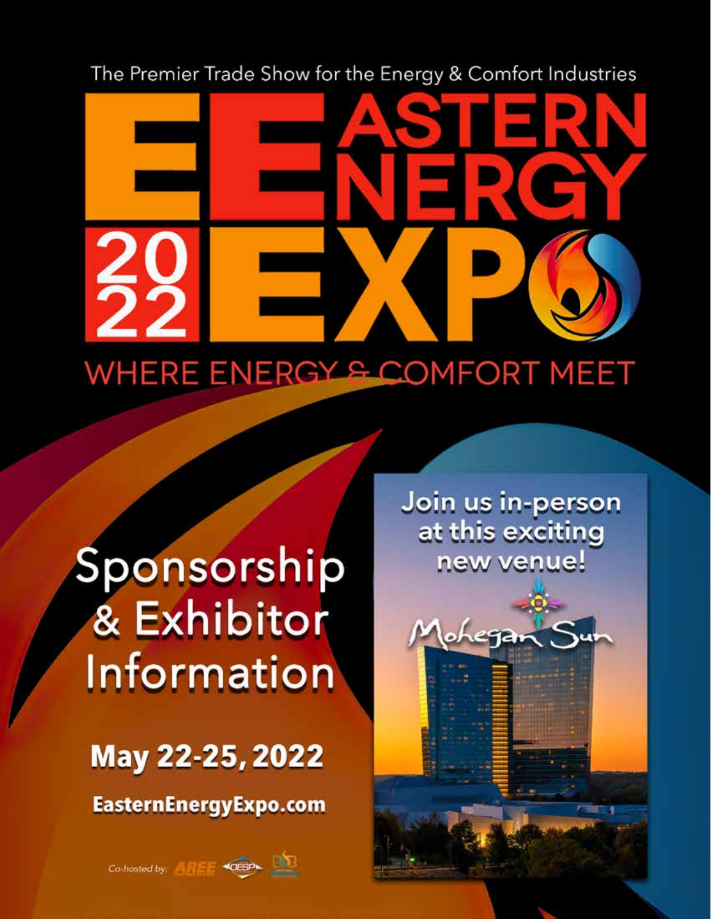The Premier Trade Show for the Energy & Comfort Industries

# EASTERN ENERGY EXPO 2022

WHERE ENERGY & COMFORT MEET

## Sponsorship & Exhibitor Information

**May 22-25, 2022**

**EasternEnergyExpo.com**

Join us in-person at this exciting new venue!

Mohegan Sun

*Co-hosted by:* AREE OESP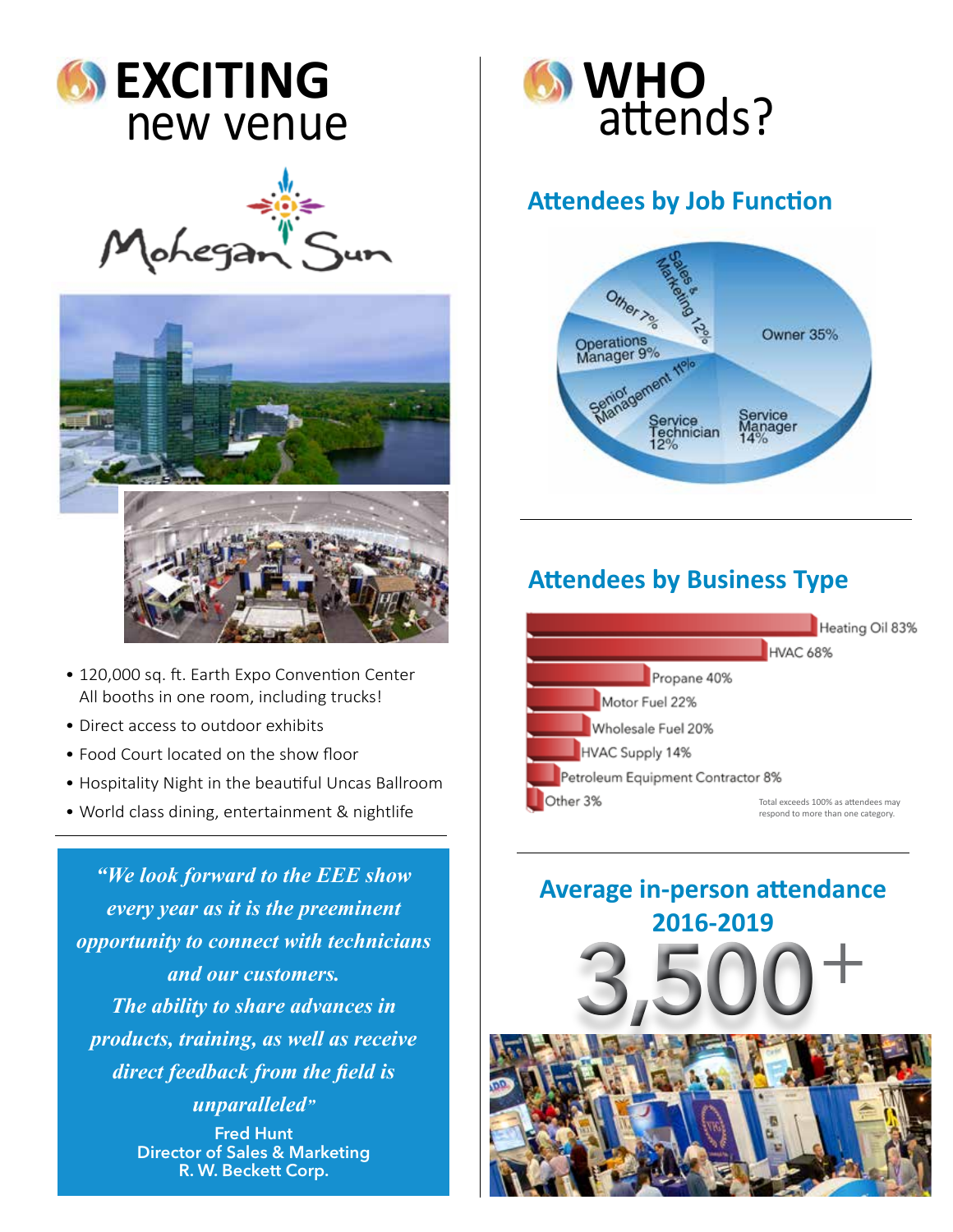# EXCITING new venue

Mohegan Sun

- 120,000 sq. ft. Earth Expo Convention Center All booths in one room, including trucks!
- Direct access to outdoor exhibits
- Food Court located on the show floor
- Hospitality Night in the beautiful Uncas Ballroom
- World class dining, entertainment & nightlife

*"We look forward to the EEE show every year as it is the preeminent opportunity to connect with technicians and our customers. The ability to share advances in products, training, as well as receive direct feedback from the field is unparalleled"*

**Fred Hunt**
**Director of Sales & Marketing**
**R. W. Beckett Corp.**

# WHO attends?

## Attendees by Job Function

| Job Function | % |
|---|---|
| Owner | 35% |
| Service Manager | 14% |
| Service Technician | 12% |
| Senior Management | 11% |
| Operations Manager | 9% |
| Other | 7% |
| Sales & Marketing | 12% |

## Attendees by Business Type

| Business Type | % |
|---|---|
| Heating Oil | 83% |
| HVAC | 68% |
| Propane | 40% |
| Motor Fuel | 22% |
| Wholesale Fuel | 20% |
| HVAC Supply | 14% |
| Petroleum Equipment Contractor | 8% |
| Other | 3% |

Total exceeds 100% as attendees may respond to more than one category.

## Average in-person attendance 2016-2019

# 3,500+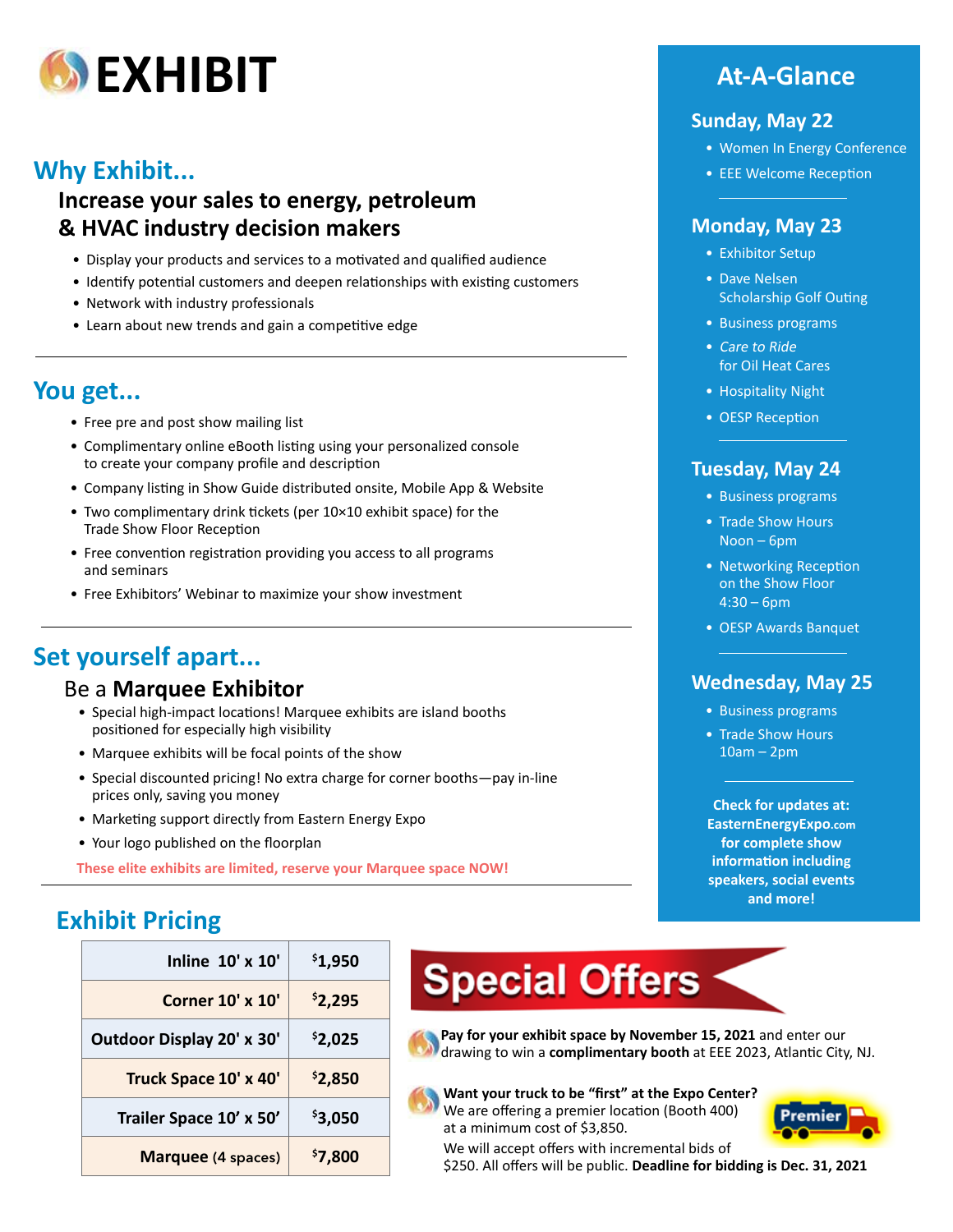# EXHIBIT

## Why Exhibit...

### Increase your sales to energy, petroleum & HVAC industry decision makers

- Display your products and services to a motivated and qualified audience
- Identify potential customers and deepen relationships with existing customers
- Network with industry professionals
- Learn about new trends and gain a competitive edge

## You get...

- Free pre and post show mailing list
- Complimentary online eBooth listing using your personalized console to create your company profile and description
- Company listing in Show Guide distributed onsite, Mobile App & Website
- Two complimentary drink tickets (per 10×10 exhibit space) for the Trade Show Floor Reception
- Free convention registration providing you access to all programs and seminars
- Free Exhibitors' Webinar to maximize your show investment

## Set yourself apart...

### Be a **Marquee Exhibitor**

- Special high-impact locations! Marquee exhibits are island booths positioned for especially high visibility
- Marquee exhibits will be focal points of the show
- Special discounted pricing! No extra charge for corner booths—pay in-line prices only, saving you money
- Marketing support directly from Eastern Energy Expo
- Your logo published on the floorplan

**These elite exhibits are limited, reserve your Marquee space NOW!**

## Exhibit Pricing

| Space | Price |
|---|---|
| Inline 10' x 10' | $1,950 |
| Corner 10' x 10' | $2,295 |
| Outdoor Display 20' x 30' | $2,025 |
| Truck Space 10' x 40' | $2,850 |
| Trailer Space 10' x 50' | $3,050 |
| Marquee (4 spaces) | $7,800 |

## Special Offers

**Pay for your exhibit space by November 15, 2021** and enter our drawing to win a **complimentary booth** at EEE 2023, Atlantic City, NJ.

**Want your truck to be "first" at the Expo Center?** We are offering a premier location (Booth 400) at a minimum cost of $3,850. We will accept offers with incremental bids of $250. All offers will be public. **Deadline for bidding is Dec. 31, 2021**

Premier

## At-A-Glance

### Sunday, May 22

- Women In Energy Conference
- EEE Welcome Reception

### Monday, May 23

- Exhibitor Setup
- Dave Nelsen Scholarship Golf Outing
- Business programs
- *Care to Ride* for Oil Heat Cares
- Hospitality Night
- OESP Reception

### Tuesday, May 24

- Business programs
- Trade Show Hours Noon – 6pm
- Networking Reception on the Show Floor 4:30 – 6pm
- OESP Awards Banquet

### Wednesday, May 25

- Business programs
- Trade Show Hours 10am – 2pm

**Check for updates at: EasternEnergyExpo.com for complete show information including speakers, social events and more!**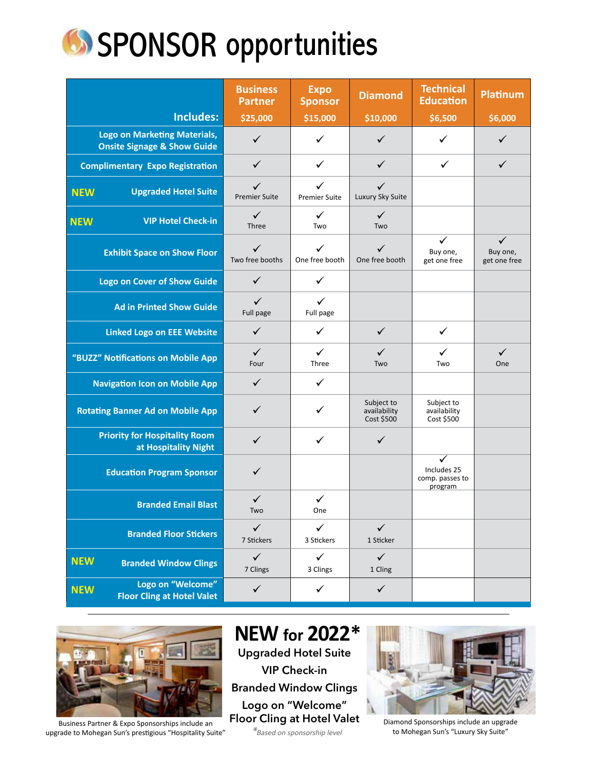# SPONSOR opportunities

| Includes: | Business Partner $25,000 | Expo Sponsor $15,000 | Diamond $10,000 | Technical Education $6,500 | Platinum $6,000 |
|---|---|---|---|---|---|
| Logo on Marketing Materials, Onsite Signage & Show Guide | ✓ | ✓ | ✓ | ✓ | ✓ |
| Complimentary Expo Registration | ✓ | ✓ | ✓ | ✓ | ✓ |
| **NEW** Upgraded Hotel Suite | ✓ Premier Suite | ✓ Premier Suite | ✓ Luxury Sky Suite | | |
| **NEW** VIP Hotel Check-in | ✓ Three | ✓ Two | ✓ Two | | |
| Exhibit Space on Show Floor | ✓ Two free booths | ✓ One free booth | ✓ One free booth | ✓ Buy one, get one free | ✓ Buy one, get one free |
| Logo on Cover of Show Guide | ✓ | ✓ | | | |
| Ad in Printed Show Guide | ✓ Full page | ✓ Full page | | | |
| Linked Logo on EEE Website | ✓ | ✓ | ✓ | ✓ | |
| "BUZZ" Notifications on Mobile App | ✓ Four | ✓ Three | ✓ Two | ✓ Two | ✓ One |
| Navigation Icon on Mobile App | ✓ | ✓ | | | |
| Rotating Banner Ad on Mobile App | ✓ | ✓ | Subject to availability Cost $500 | Subject to availability Cost $500 | |
| Priority for Hospitality Room at Hospitality Night | ✓ | ✓ | ✓ | | |
| Education Program Sponsor | ✓ | | | ✓ Includes 25 comp. passes to program | |
| Branded Email Blast | ✓ Two | ✓ One | | | |
| Branded Floor Stickers | ✓ 7 Stickers | ✓ 3 Stickers | ✓ 1 Sticker | | |
| **NEW** Branded Window Clings | ✓ 7 Clings | ✓ 3 Clings | ✓ 1 Cling | | |
| **NEW** Logo on "Welcome" Floor Cling at Hotel Valet | ✓ | ✓ | ✓ | | |

Business Partner & Expo Sponsorships include an upgrade to Mohegan Sun's prestigious "Hospitality Suite"

## NEW for 2022*

Upgraded Hotel Suite

VIP Check-in

Branded Window Clings

Logo on "Welcome" Floor Cling at Hotel Valet

*Based on sponsorship level*

Diamond Sponsorships include an upgrade to Mohegan Sun's "Luxury Sky Suite"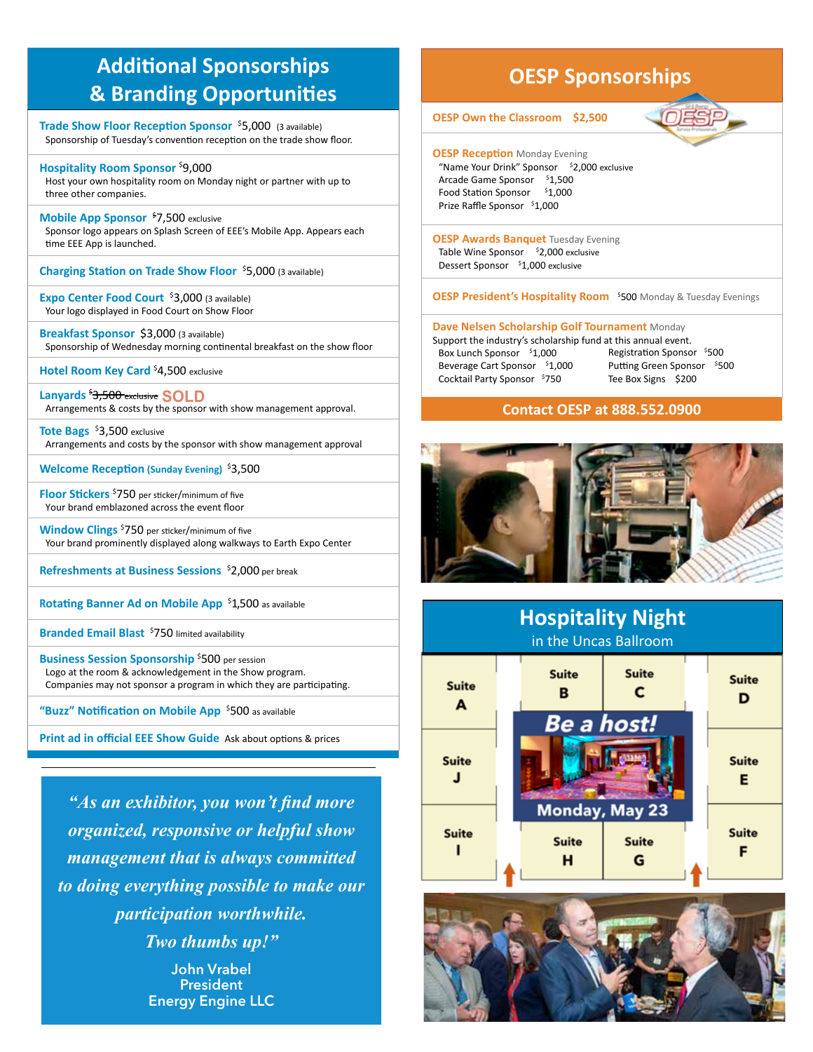## Additional Sponsorships & Branding Opportunities

**Trade Show Floor Reception Sponsor** $5,000 (3 available)
Sponsorship of Tuesday's convention reception on the trade show floor.

**Hospitality Room Sponsor** $9,000
Host your own hospitality room on Monday night or partner with up to three other companies.

**Mobile App Sponsor** $7,500 exclusive
Sponsor logo appears on Splash Screen of EEE's Mobile App. Appears each time EEE App is launched.

**Charging Station on Trade Show Floor** $5,000 (3 available)

**Expo Center Food Court** $3,000 (3 available)
Your logo displayed in Food Court on Show Floor

**Breakfast Sponsor** $3,000 (3 available)
Sponsorship of Wednesday morning continental breakfast on the show floor

**Hotel Room Key Card** $4,500 exclusive

**Lanyards** ~~$3,500 exclusive~~ SOLD
Arrangements & costs by the sponsor with show management approval.

**Tote Bags** $3,500 exclusive
Arrangements and costs by the sponsor with show management approval

**Welcome Reception (Sunday Evening)** $3,500

**Floor Stickers** $750 per sticker/minimum of five
Your brand emblazoned across the event floor

**Window Clings** $750 per sticker/minimum of five
Your brand prominently displayed along walkways to Earth Expo Center

**Refreshments at Business Sessions** $2,000 per break

**Rotating Banner Ad on Mobile App** $1,500 as available

**Branded Email Blast** $750 limited availability

**Business Session Sponsorship** $500 per session
Logo at the room & acknowledgement in the Show program.
Companies may not sponsor a program in which they are participating.

**"Buzz" Notification on Mobile App** $500 as available

**Print ad in official EEE Show Guide** Ask about options & prices

> *"As an exhibitor, you won't find more organized, responsive or helpful show management that is always committed to doing everything possible to make our participation worthwhile. Two thumbs up!"*
>
> John Vrabel
> President
> Energy Engine LLC

## OESP Sponsorships

**OESP Own the Classroom** $2,500

**OESP Reception** Monday Evening
- "Name Your Drink" Sponsor $2,000 exclusive
- Arcade Game Sponsor $1,500
- Food Station Sponsor $1,000
- Prize Raffle Sponsor $1,000

**OESP Awards Banquet** Tuesday Evening
- Table Wine Sponsor $2,000 exclusive
- Dessert Sponsor $1,000 exclusive

**OESP President's Hospitality Room** $500 Monday & Tuesday Evenings

**Dave Nelsen Scholarship Golf Tournament** Monday
Support the industry's scholarship fund at this annual event.
- Box Lunch Sponsor $1,000
- Beverage Cart Sponsor $1,000
- Cocktail Party Sponsor $750
- Registration Sponsor $500
- Putting Green Sponsor $500
- Tee Box Signs $200

**Contact OESP at 888.552.0900**

## Hospitality Night
in the Uncas Ballroom

Suite A, Suite B, Suite C, Suite D, Suite E, Suite F, Suite G, Suite H, Suite I, Suite J

**Be a host!**
Monday, May 23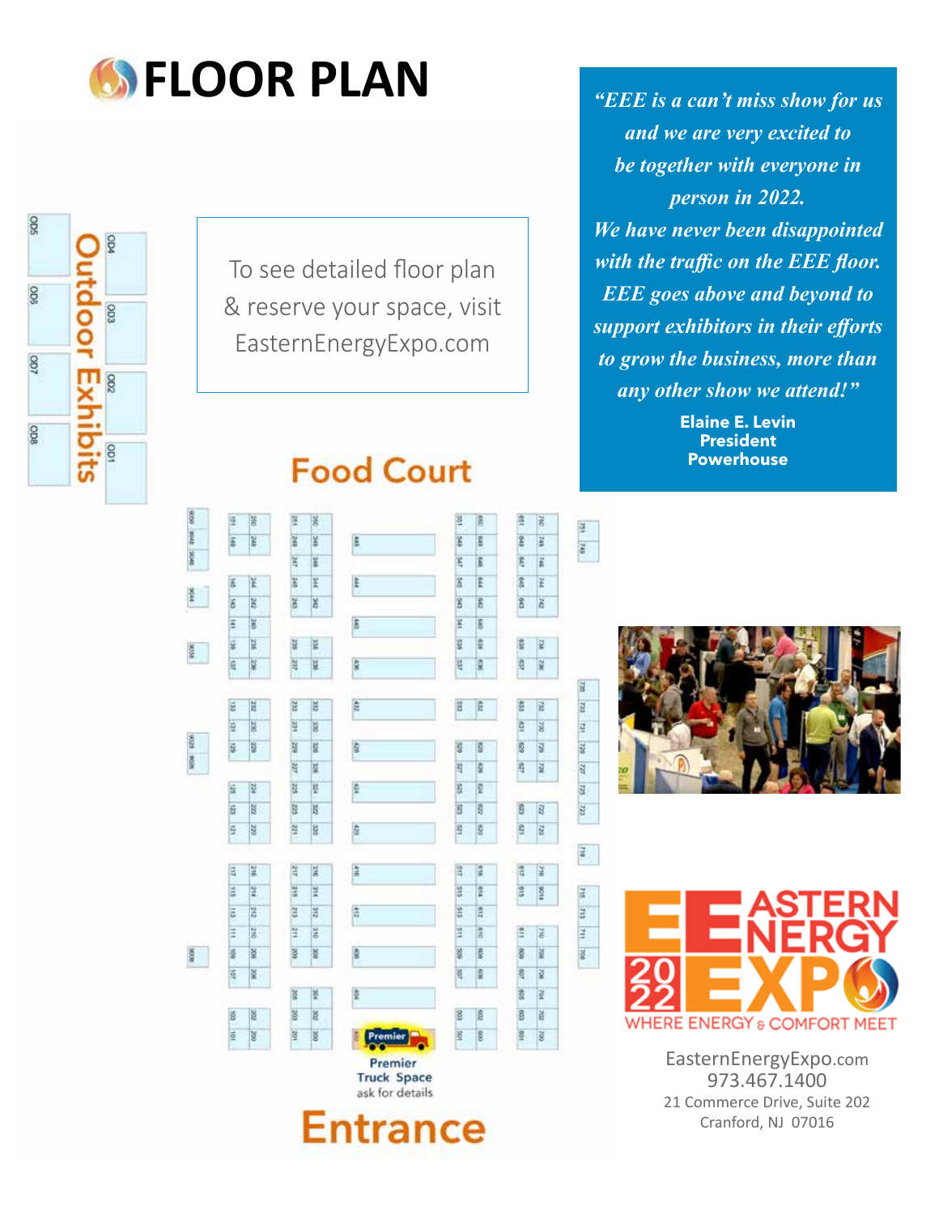# FLOOR PLAN

To see detailed floor plan & reserve your space, visit EasternEnergyExpo.com

*"EEE is a can't miss show for us and we are very excited to be together with everyone in person in 2022. We have never been disappointed with the traffic on the EEE floor. EEE goes above and beyond to support exhibitors in their efforts to grow the business, more than any other show we attend!"*

**Elaine E. Levin**
**President**
**Powerhouse**

Outdoor Exhibits

OD5 OD6 OD7 OD8 OD4 OD3 OD2 OD1

Food Court

Premier Truck Space
ask for details

Entrance

EASTERN ENERGY EXPO 2022
WHERE ENERGY & COMFORT MEET

EasternEnergyExpo.com
973.467.1400
21 Commerce Drive, Suite 202
Cranford, NJ 07016